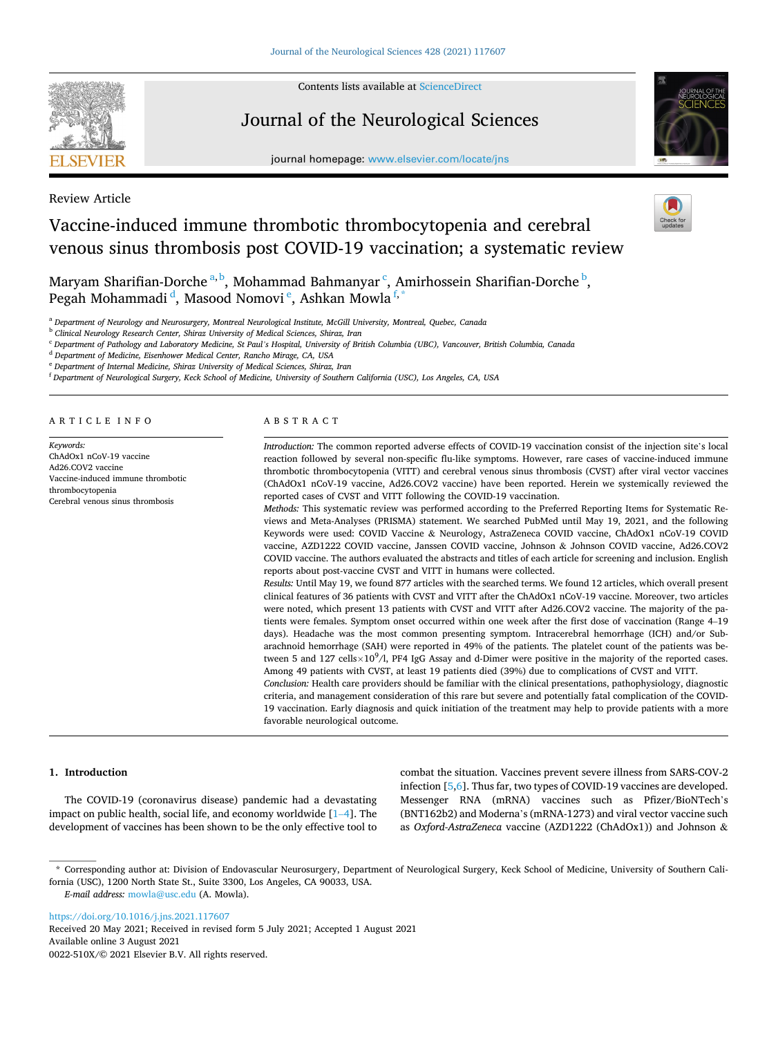Review Article

# Vaccine-induced immune thrombotic thrombocytopenia and cerebral venous sinus thrombosis post COVID-19 vaccination; a systematic review

Maryam Sharifian-Dorche [a,b], Mohammad Bahmanyar [c], Amirhossein Sharifian-Dorche [b], Pegah Mohammadi [d], Masood Nomovi [e], Ashkan Mowla [f,*]

[a] Department of Neurology and Neurosurgery, Montreal Neurological Institute, McGill University, Montreal, Quebec, Canada
[b] Clinical Neurology Research Center, Shiraz University of Medical Sciences, Shiraz, Iran
[c] Department of Pathology and Laboratory Medicine, St Paul's Hospital, University of British Columbia (UBC), Vancouver, British Columbia, Canada
[d] Department of Medicine, Eisenhower Medical Center, Rancho Mirage, CA, USA
[e] Department of Internal Medicine, Shiraz University of Medical Sciences, Shiraz, Iran
[f] Department of Neurological Surgery, Keck School of Medicine, University of Southern California (USC), Los Angeles, CA, USA

## ARTICLE INFO

*Keywords:*
ChAdOx1 nCoV-19 vaccine
Ad26.COV2 vaccine
Vaccine-induced immune thrombotic thrombocytopenia
Cerebral venous sinus thrombosis

## ABSTRACT

*Introduction:* The common reported adverse effects of COVID-19 vaccination consist of the injection site's local reaction followed by several non-specific flu-like symptoms. However, rare cases of vaccine-induced immune thrombotic thrombocytopenia (VITT) and cerebral venous sinus thrombosis (CVST) after viral vector vaccines (ChAdOx1 nCoV-19 vaccine, Ad26.COV2 vaccine) have been reported. Herein we systemically reviewed the reported cases of CVST and VITT following the COVID-19 vaccination.

*Methods:* This systematic review was performed according to the Preferred Reporting Items for Systematic Reviews and Meta-Analyses (PRISMA) statement. We searched PubMed until May 19, 2021, and the following Keywords were used: COVID Vaccine & Neurology, AstraZeneca COVID vaccine, ChAdOx1 nCoV-19 COVID vaccine, AZD1222 COVID vaccine, Janssen COVID vaccine, Johnson & Johnson COVID vaccine, Ad26.COV2 COVID vaccine. The authors evaluated the abstracts and titles of each article for screening and inclusion. English reports about post-vaccine CVST and VITT in humans were collected.

*Results:* Until May 19, we found 877 articles with the searched terms. We found 12 articles, which overall present clinical features of 36 patients with CVST and VITT after the ChAdOx1 nCoV-19 vaccine. Moreover, two articles were noted, which present 13 patients with CVST and VITT after Ad26.COV2 vaccine. The majority of the patients were females. Symptom onset occurred within one week after the first dose of vaccination (Range 4–19 days). Headache was the most common presenting symptom. Intracerebral hemorrhage (ICH) and/or Subarachnoid hemorrhage (SAH) were reported in 49% of the patients. The platelet count of the patients was between 5 and 127 cells$\times 10^9$/l, PF4 IgG Assay and d-Dimer were positive in the majority of the reported cases. Among 49 patients with CVST, at least 19 patients died (39%) due to complications of CVST and VITT.

*Conclusion:* Health care providers should be familiar with the clinical presentations, pathophysiology, diagnostic criteria, and management consideration of this rare but severe and potentially fatal complication of the COVID-19 vaccination. Early diagnosis and quick initiation of the treatment may help to provide patients with a more favorable neurological outcome.

## 1. Introduction

The COVID-19 (coronavirus disease) pandemic had a devastating impact on public health, social life, and economy worldwide [1–4]. The development of vaccines has been shown to be the only effective tool to combat the situation. Vaccines prevent severe illness from SARS-COV-2 infection [5,6]. Thus far, two types of COVID-19 vaccines are developed. Messenger RNA (mRNA) vaccines such as Pfizer/BioNTech's (BNT162b2) and Moderna's (mRNA-1273) and viral vector vaccine such as *Oxford-AstraZeneca* vaccine (AZD1222 (ChAdOx1)) and Johnson &

\* Corresponding author at: Division of Endovascular Neurosurgery, Department of Neurological Surgery, Keck School of Medicine, University of Southern California (USC), 1200 North State St., Suite 3300, Los Angeles, CA 90033, USA.
*E-mail address:* mowla@usc.edu (A. Mowla).

https://doi.org/10.1016/j.jns.2021.117607
Received 20 May 2021; Received in revised form 5 July 2021; Accepted 1 August 2021
Available online 3 August 2021
0022-510X/© 2021 Elsevier B.V. All rights reserved.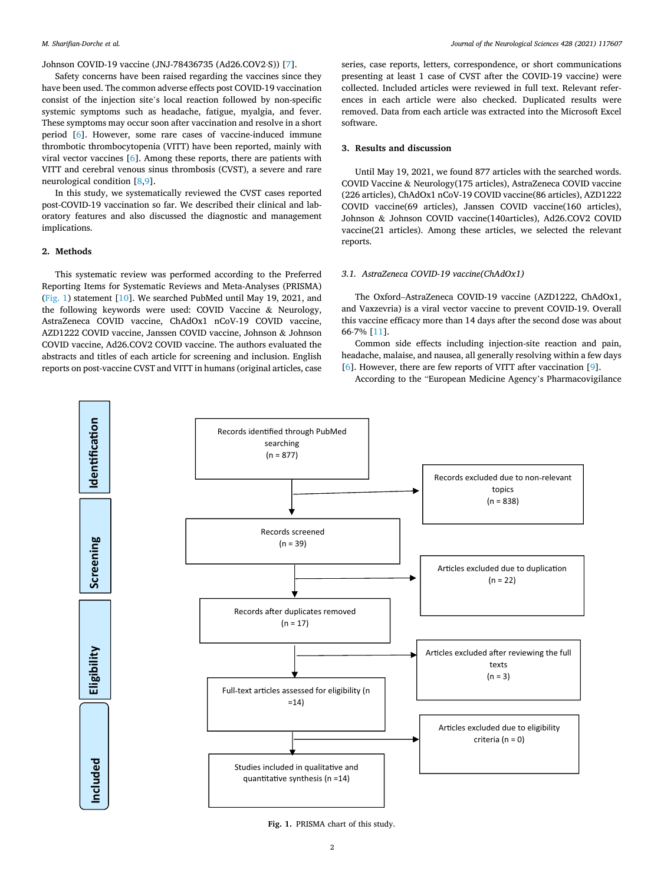Johnson COVID-19 vaccine (JNJ-78436735 (Ad26.COV2·S)) [7].

Safety concerns have been raised regarding the vaccines since they have been used. The common adverse effects post COVID-19 vaccination consist of the injection site's local reaction followed by non-specific systemic symptoms such as headache, fatigue, myalgia, and fever. These symptoms may occur soon after vaccination and resolve in a short period [6]. However, some rare cases of vaccine-induced immune thrombotic thrombocytopenia (VITT) have been reported, mainly with viral vector vaccines [6]. Among these reports, there are patients with VITT and cerebral venous sinus thrombosis (CVST), a severe and rare neurological condition [8,9].

In this study, we systematically reviewed the CVST cases reported post-COVID-19 vaccination so far. We described their clinical and laboratory features and also discussed the diagnostic and management implications.

## 2. Methods

This systematic review was performed according to the Preferred Reporting Items for Systematic Reviews and Meta-Analyses (PRISMA) (Fig. 1) statement [10]. We searched PubMed until May 19, 2021, and the following keywords were used: COVID Vaccine & Neurology, AstraZeneca COVID vaccine, ChAdOx1 nCoV-19 COVID vaccine, AZD1222 COVID vaccine, Janssen COVID vaccine, Johnson & Johnson COVID vaccine, Ad26.COV2 COVID vaccine. The authors evaluated the abstracts and titles of each article for screening and inclusion. English reports on post-vaccine CVST and VITT in humans (original articles, case series, case reports, letters, correspondence, or short communications presenting at least 1 case of CVST after the COVID-19 vaccine) were collected. Included articles were reviewed in full text. Relevant references in each article were also checked. Duplicated results were removed. Data from each article was extracted into the Microsoft Excel software.

## 3. Results and discussion

Until May 19, 2021, we found 877 articles with the searched words. COVID Vaccine & Neurology(175 articles), AstraZeneca COVID vaccine (226 articles), ChAdOx1 nCoV-19 COVID vaccine(86 articles), AZD1222 COVID vaccine(69 articles), Janssen COVID vaccine(160 articles), Johnson & Johnson COVID vaccine(140articles), Ad26.COV2 COVID vaccine(21 articles). Among these articles, we selected the relevant reports.

### 3.1. AstraZeneca COVID-19 vaccine(ChAdOx1)

The Oxford–AstraZeneca COVID-19 vaccine (AZD1222, ChAdOx1, and Vaxzevria) is a viral vector vaccine to prevent COVID-19. Overall this vaccine efficacy more than 14 days after the second dose was about 66·7% [11].

Common side effects including injection-site reaction and pain, headache, malaise, and nausea, all generally resolving within a few days [6]. However, there are few reports of VITT after vaccination [9].

According to the "European Medicine Agency's Pharmacovigilance

**Identification**

Records identified through PubMed searching (n = 877)

→ Records excluded due to non-relevant topics (n = 838)

**Screening**

Records screened (n = 39)

→ Articles excluded due to duplication (n = 22)

Records after duplicates removed (n = 17)

**Eligibility**

→ Articles excluded after reviewing the full texts (n = 3)

Full-text articles assessed for eligibility (n =14)

→ Articles excluded due to eligibility criteria (n = 0)

**Included**

Studies included in qualitative and quantitative synthesis (n =14)

**Fig. 1.** PRISMA chart of this study.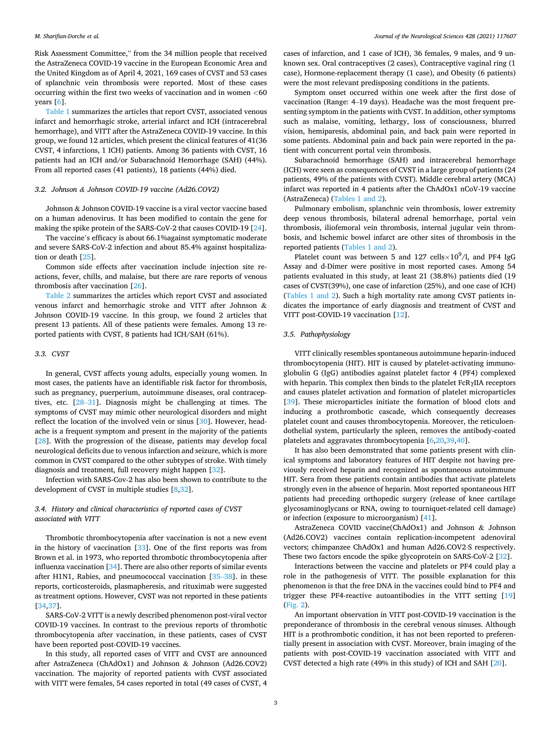Risk Assessment Committee," from the 34 million people that received the AstraZeneca COVID-19 vaccine in the European Economic Area and the United Kingdom as of April 4, 2021, 169 cases of CVST and 53 cases of splanchnic vein thrombosis were reported. Most of these cases occurring within the first two weeks of vaccination and in women <60 years [6].

Table 1 summarizes the articles that report CVST, associated venous infarct and hemorrhagic stroke, arterial infarct and ICH (intracerebral hemorrhage), and VITT after the AstraZeneca COVID-19 vaccine. In this group, we found 12 articles, which present the clinical features of 41(36 CVST, 4 infarctions, 1 ICH) patients. Among 36 patients with CVST, 16 patients had an ICH and/or Subarachnoid Hemorrhage (SAH) (44%). From all reported cases (41 patients), 18 patients (44%) died.

### 3.2. Johnson & Johnson COVID-19 vaccine (Ad26.COV2)

Johnson & Johnson COVID-19 vaccine is a viral vector vaccine based on a human adenovirus. It has been modified to contain the gene for making the spike protein of the SARS-CoV-2 that causes COVID-19 [24].

The vaccine's efficacy is about 66.1%against symptomatic moderate and severe SARS-CoV-2 infection and about 85.4% against hospitalization or death [25].

Common side effects after vaccination include injection site reactions, fever, chills, and malaise, but there are rare reports of venous thrombosis after vaccination [26].

Table 2 summarizes the articles which report CVST and associated venous infarct and hemorrhagic stroke and VITT after Johnson & Johnson COVID-19 vaccine. In this group, we found 2 articles that present 13 patients. All of these patients were females. Among 13 reported patients with CVST, 8 patients had ICH/SAH (61%).

### 3.3. CVST

In general, CVST affects young adults, especially young women. In most cases, the patients have an identifiable risk factor for thrombosis, such as pregnancy, puerperium, autoimmune diseases, oral contraceptives, etc. [28–31]. Diagnosis might be challenging at times. The symptoms of CVST may mimic other neurological disorders and might reflect the location of the involved vein or sinus [30]. However, headache is a frequent symptom and present in the majority of the patients [28]. With the progression of the disease, patients may develop focal neurological deficits due to venous infarction and seizure, which is more common in CVST compared to the other subtypes of stroke. With timely diagnosis and treatment, full recovery might happen [32].

Infection with SARS-Cov-2 has also been shown to contribute to the development of CVST in multiple studies [8,32].

### 3.4. History and clinical characteristics of reported cases of CVST associated with VITT

Thrombotic thrombocytopenia after vaccination is not a new event in the history of vaccination [33]. One of the first reports was from Brown et al. in 1973, who reported thrombotic thrombocytopenia after influenza vaccination [34]. There are also other reports of similar events after H1N1, Rabies, and pneumococcal vaccination [35–38]. in these reports, corticosteroids, plasmapheresis, and rituximab were suggested as treatment options. However, CVST was not reported in these patients [34,37].

SARS-CoV-2 VITT is a newly described phenomenon post-viral vector COVID-19 vaccines. In contrast to the previous reports of thrombotic thrombocytopenia after vaccination, in these patients, cases of CVST have been reported post-COVID-19 vaccines.

In this study, all reported cases of VITT and CVST are announced after AstraZeneca (ChAdOx1) and Johnson & Johnson (Ad26.COV2) vaccination. The majority of reported patients with CVST associated with VITT were females, 54 cases reported in total (49 cases of CVST, 4 cases of infarction, and 1 case of ICH), 36 females, 9 males, and 9 unknown sex. Oral contraceptives (2 cases), Contraceptive vaginal ring (1 case), Hormone-replacement therapy (1 case), and Obesity (6 patients) were the most relevant predisposing conditions in the patients.

Symptom onset occurred within one week after the first dose of vaccination (Range: 4–19 days). Headache was the most frequent presenting symptom in the patients with CVST. In addition, other symptoms such as malaise, vomiting, lethargy, loss of consciousness, blurred vision, hemiparesis, abdominal pain, and back pain were reported in some patients. Abdominal pain and back pain were reported in the patient with concurrent portal vein thrombosis.

Subarachnoid hemorrhage (SAH) and intracerebral hemorrhage (ICH) were seen as consequences of CVST in a large group of patients (24 patients, 49% of the patients with CVST). Middle cerebral artery (MCA) infarct was reported in 4 patients after the ChAdOx1 nCoV-19 vaccine (AstraZeneca) (Tables 1 and 2).

Pulmonary embolism, splanchnic vein thrombosis, lower extremity deep venous thrombosis, bilateral adrenal hemorrhage, portal vein thrombosis, iliofemoral vein thrombosis, internal jugular vein thrombosis, and Ischemic bowel infarct are other sites of thrombosis in the reported patients (Tables 1 and 2).

Platelet count was between 5 and 127 cells$\times 10^9$/l, and PF4 IgG Assay and d-Dimer were positive in most reported cases. Among 54 patients evaluated in this study, at least 21 (38.8%) patients died (19 cases of CVST(39%), one case of infarction (25%), and one case of ICH) (Tables 1 and 2). Such a high mortality rate among CVST patients indicates the importance of early diagnosis and treatment of CVST and VITT post-COVID-19 vaccination [12].

### 3.5. Pathophysiology

VITT clinically resembles spontaneous autoimmune heparin-induced thrombocytopenia (HIT). HIT is caused by platelet-activating immunoglobulin G (IgG) antibodies against platelet factor 4 (PF4) complexed with heparin. This complex then binds to the platelet FcγIIA receptors and causes platelet activation and formation of platelet microparticles [39]. These microparticles initiate the formation of blood clots and inducing a prothrombotic cascade, which consequently decreases platelet count and causes thrombocytopenia. Moreover, the reticuloendothelial system, particularly the spleen, removes the antibody-coated platelets and aggravates thrombocytopenia [6,20,39,40].

It has also been demonstrated that some patients present with clinical symptoms and laboratory features of HIT despite not having previously received heparin and recognized as spontaneous autoimmune HIT. Sera from these patients contain antibodies that activate platelets strongly even in the absence of heparin. Most reported spontaneous HIT patients had preceding orthopedic surgery (release of knee cartilage glycosaminoglycans or RNA, owing to tourniquet-related cell damage) or infection (exposure to microorganism) [41].

AstraZeneca COVID vaccine(ChAdOx1) and Johnson & Johnson (Ad26.COV2) vaccines contain replication-incompetent adenoviral vectors; chimpanzee ChAdOx1 and human Ad26.COV2·S respectively. These two factors encode the spike glycoprotein on SARS-CoV-2 [32].

Interactions between the vaccine and platelets or PF4 could play a role in the pathogenesis of VITT. The possible explanation for this phenomenon is that the free DNA in the vaccines could bind to PF4 and trigger these PF4-reactive autoantibodies in the VITT setting [19] (Fig. 2).

An important observation in VITT post-COVID-19 vaccination is the preponderance of thrombosis in the cerebral venous sinuses. Although HIT is a prothrombotic condition, it has not been reported to preferentially present in association with CVST. Moreover, brain imaging of the patients with post-COVID-19 vaccination associated with VITT and CVST detected a high rate (49% in this study) of ICH and SAH [20].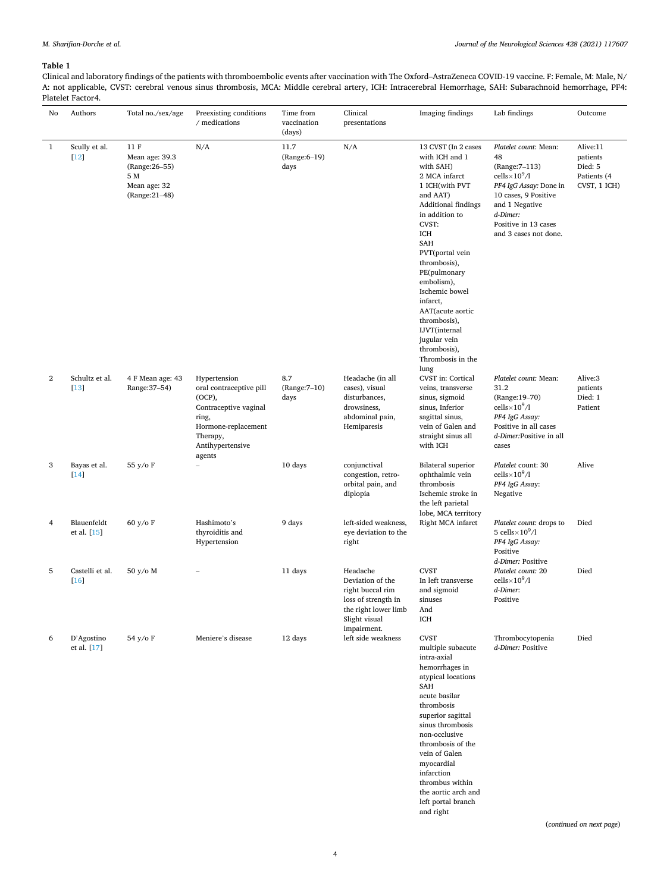**Table 1**

Clinical and laboratory findings of the patients with thromboembolic events after vaccination with The Oxford–AstraZeneca COVID-19 vaccine. F: Female, M: Male, N/A: not applicable, CVST: cerebral venous sinus thrombosis, MCA: Middle cerebral artery, ICH: Intracerebral Hemorrhage, SAH: Subarachnoid hemorrhage, PF4: Platelet Factor4.

| No | Authors | Total no./sex/age | Preexisting conditions / medications | Time from vaccination (days) | Clinical presentations | Imaging findings | Lab findings | Outcome |
|---|---|---|---|---|---|---|---|---|
| 1 | Scully et al. [12] | 11 F Mean age: 39.3 (Range:26–55) 5 M Mean age: 32 (Range:21–48) | N/A | 11.7 (Range:6–19) days | N/A | 13 CVST (In 2 cases with ICH and 1 with SAH) 2 MCA infarct 1 ICH(with PVT and AAT) Additional findings in addition to CVST: ICH SAH PVT(portal vein thrombosis), PE(pulmonary embolism), Ischemic bowel infarct, AAT(acute aortic thrombosis), IJVT(internal jugular vein thrombosis), Thrombosis in the lung | *Platelet count:* Mean: 48 (Range:7–113) cells $\times 10^9$/l *PF4 IgG Assay:* Done in 10 cases, 9 Positive and 1 Negative *d-Dimer:* Positive in 13 cases and 3 cases not done. | Alive:11 patients Died: 5 Patients (4 CVST, 1 ICH) |
| 2 | Schultz et al. [13] | 4 F Mean age: 43 Range:37–54) | Hypertension oral contraceptive pill (OCP), Contraceptive vaginal ring, Hormone-replacement Therapy, Antihypertensive agents | 8.7 (Range:7–10) days | Headache (in all cases), visual disturbances, drowsiness, abdominal pain, Hemiparesis | CVST in: Cortical veins, transverse sinus, sigmoid sinus, Inferior sagittal sinus, vein of Galen and straight sinus all with ICH | *Platelet count:* Mean: 31.2 (Range:19–70) cells $\times 10^9$/l *PF4 IgG Assay:* Positive in all cases *d-Dimer:* Positive in all cases | Alive:3 patients Died: 1 Patient |
| 3 | Bayas et al. [14] | 55 y/o F | – | 10 days | conjunctival congestion, retro-orbital pain, and diplopia | Bilateral superior ophthalmic vein thrombosis Ischemic stroke in the left parietal lobe, MCA territory | *Platelet* count: 30 cells $\times 10^9$/l *PF4 IgG Assay:* Negative | Alive |
| 4 | Blauenfeldt et al. [15] | 60 y/o F | Hashimoto's thyroiditis and Hypertension | 9 days | left-sided weakness, eye deviation to the right | Right MCA infarct | *Platelet count:* drops to 5 cells $\times 10^9$/l *PF4 IgG Assay:* Positive *d-Dimer:* Positive | Died |
| 5 | Castelli et al. [16] | 50 y/o M | – | 11 days | Headache Deviation of the right buccal rim loss of strength in the right lower limb Slight visual impairment. | CVST In left transverse and sigmoid sinuses And ICH | *Platelet count:* 20 cells $\times 10^9$/l *d-Dimer:* Positive | Died |
| 6 | D'Agostino et al. [17] | 54 y/o F | Meniere's disease | 12 days | left side weakness | CVST multiple subacute intra-axial hemorrhages in atypical locations SAH acute basilar thrombosis superior sagittal sinus thrombosis non-occlusive thrombosis of the vein of Galen myocardial infarction thrombus within the aortic arch and left portal branch and right | Thrombocytopenia *d-Dimer:* Positive | Died |

(*continued on next page*)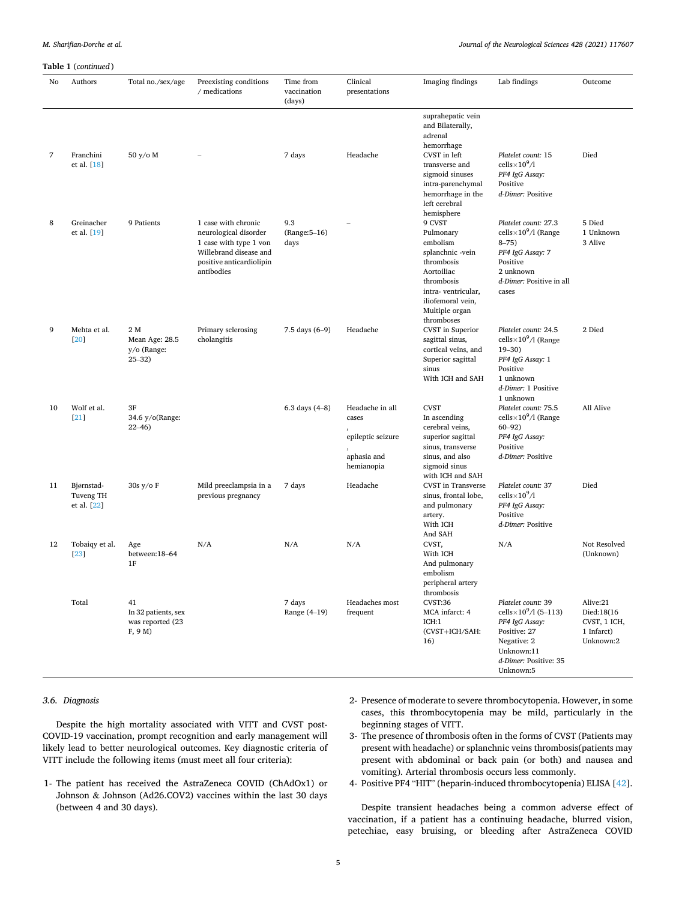**Table 1** (*continued*)

| No | Authors | Total no./sex/age | Preexisting conditions / medications | Time from vaccination (days) | Clinical presentations | Imaging findings | Lab findings | Outcome |
|---|---|---|---|---|---|---|---|---|
| | | | | | | suprahepatic vein and Bilaterally, adrenal hemorrhage | | |
| 7 | Franchini et al. [18] | 50 y/o M | – | 7 days | Headache | CVST in left transverse and sigmoid sinuses intra-parenchymal hemorrhage in the left cerebral hemisphere | *Platelet count:* 15 cells×$10^9$/l *PF4 IgG Assay:* Positive *d-Dimer:* Positive | Died |
| 8 | Greinacher et al. [19] | 9 Patients | 1 case with chronic neurological disorder 1 case with type 1 von Willebrand disease and positive anticardiolipin antibodies | 9.3 (Range:5–16) days | – | 9 CVST Pulmonary embolism splanchnic -vein thrombosis Aortoiliac thrombosis intra- ventricular, iliofemoral vein, Multiple organ thromboses | *Platelet count:* 27.3 cells×$10^9$/l (Range 8–75) *PF4 IgG Assay:* 7 Positive 2 unknown *d-Dimer:* Positive in all cases | 5 Died 1 Unknown 3 Alive |
| 9 | Mehta et al. [20] | 2 M Mean Age: 28.5 y/o (Range: 25–32) | Primary sclerosing cholangitis | 7.5 days (6–9) | Headache | CVST in Superior sagittal sinus, cortical veins, and Superior sagittal sinus With ICH and SAH | *Platelet count:* 24.5 cells×$10^9$/l (Range 19–30) *PF4 IgG Assay:* 1 Positive 1 unknown *d-Dimer:* 1 Positive 1 unknown | 2 Died |
| 10 | Wolf et al. [21] | 3F 34.6 y/o(Range: 22–46) | | 6.3 days (4–8) | Headache in all cases , epileptic seizure , aphasia and hemianopia | CVST In ascending cerebral veins, superior sagittal sinus, transverse sinus, and also sigmoid sinus with ICH and SAH | *Platelet count:* 75.5 cells×$10^9$/l (Range 60–92) *PF4 IgG Assay:* Positive *d-Dimer:* Positive | All Alive |
| 11 | Bjørnstad-Tuveng TH et al. [22] | 30s y/o F | Mild preeclampsia in a previous pregnancy | 7 days | Headache | CVST in Transverse sinus, frontal lobe, and pulmonary artery. With ICH And SAH | *Platelet count:* 37 cells×$10^9$/l *PF4 IgG Assay:* Positive *d-Dimer:* Positive | Died |
| 12 | Tobaiqy et al. [23] | Age between:18–64 1F | N/A | N/A | N/A | CVST, With ICH And pulmonary embolism peripheral artery thrombosis | N/A | Not Resolved (Unknown) |
| | Total | 41 In 32 patients, sex was reported (23 F, 9 M) | | 7 days Range (4–19) | Headaches most frequent | CVST:36 MCA infarct: 4 ICH:1 (CVST+ICH/SAH: 16) | *Platelet count:* 39 cells×$10^9$/l (5–113) *PF4 IgG Assay:* Positive: 27 Negative: 2 Unknown:11 *d-Dimer:* Positive: 35 Unknown:5 | Alive:21 Died:18(16 CVST, 1 ICH, 1 Infarct) Unknown:2 |

### 3.6. Diagnosis

Despite the high mortality associated with VITT and CVST post-COVID-19 vaccination, prompt recognition and early management will likely lead to better neurological outcomes. Key diagnostic criteria of VITT include the following items (must meet all four criteria):

1- The patient has received the AstraZeneca COVID (ChAdOx1) or Johnson & Johnson (Ad26.COV2) vaccines within the last 30 days (between 4 and 30 days).

2- Presence of moderate to severe thrombocytopenia. However, in some cases, this thrombocytopenia may be mild, particularly in the beginning stages of VITT.

3- The presence of thrombosis often in the forms of CVST (Patients may present with headache) or splanchnic veins thrombosis(patients may present with abdominal or back pain (or both) and nausea and vomiting). Arterial thrombosis occurs less commonly.

4- Positive PF4 "HIT" (heparin-induced thrombocytopenia) ELISA [42].

Despite transient headaches being a common adverse effect of vaccination, if a patient has a continuing headache, blurred vision, petechiae, easy bruising, or bleeding after AstraZeneca COVID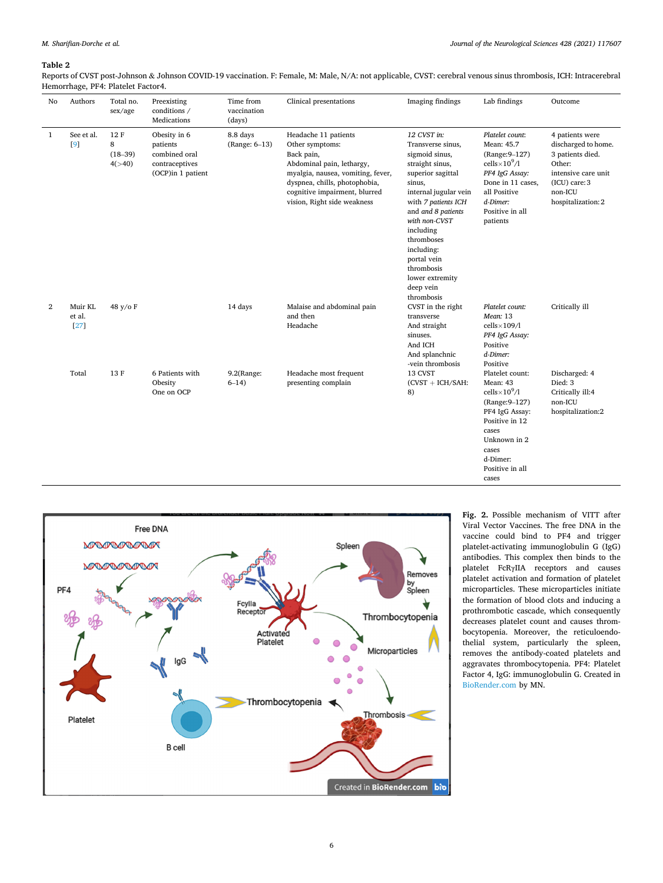**Table 2**

Reports of CVST post-Johnson & Johnson COVID-19 vaccination. F: Female, M: Male, N/A: not applicable, CVST: cerebral venous sinus thrombosis, ICH: Intracerebral Hemorrhage, PF4: Platelet Factor4.

| No | Authors | Total no. sex/age | Preexisting conditions / Medications | Time from vaccination (days) | Clinical presentations | Imaging findings | Lab findings | Outcome |
|---|---|---|---|---|---|---|---|---|
| 1 | See et al. [9] | 12 F 8 (18–39) 4(>40) | Obesity in 6 patients combined oral contraceptives (OCP)in 1 patient | 8.8 days (Range: 6–13) | Headache 11 patients Other symptoms: Back pain, Abdominal pain, lethargy, myalgia, nausea, vomiting, fever, dyspnea, chills, photophobia, cognitive impairment, blurred vision, Right side weakness | *12 CVST in:* Transverse sinus, sigmoid sinus, straight sinus, superior sagittal sinus, internal jugular vein with *7 patients ICH* and *and 8 patients with non-CVST* including thromboses including: portal vein thrombosis lower extremity deep vein thrombosis | *Platelet count:* Mean: 45.7 (Range:9–127) cells×$10^9$/l *PF4 IgG Assay:* Done in 11 cases, all Positive *d-Dimer:* Positive in all patients | 4 patients were discharged to home. 3 patients died. Other: intensive care unit (ICU) care: 3 non-ICU hospitalization: 2 |
| 2 | Muir KL et al. [27] | 48 y/o F | | 14 days | Malaise and abdominal pain and then Headache | CVST in the right transverse And straight sinuses. And ICH And splanchnic -vein thrombosis | *Platelet count:* *Mean:* 13 cells×109/l *PF4 IgG Assay:* Positive *d-Dimer:* Positive | Critically ill |
| | Total | 13 F | 6 Patients with Obesity One on OCP | 9.2(Range: 6–14) | Headache most frequent presenting complain | 13 CVST (CVST + ICH/SAH: 8) | Platelet count: Mean: 43 cells×$10^9$/l (Range:9–127) PF4 IgG Assay: Positive in 12 cases Unknown in 2 cases d-Dimer: Positive in all cases | Discharged: 4 Died: 3 Critically ill: 4 non-ICU hospitalization: 2 |

**Fig. 2.** Possible mechanism of VITT after Viral Vector Vaccines. The free DNA in the vaccine could bind to PF4 and trigger platelet-activating immunoglobulin G (IgG) antibodies. This complex then binds to the platelet FcRγIIA receptors and causes platelet activation and formation of platelet microparticles. These microparticles initiate the formation of blood clots and inducing a prothrombotic cascade, which consequently decreases platelet count and causes thrombocytopenia. Moreover, the reticuloendothelial system, particularly the spleen, removes the antibody-coated platelets and aggravates thrombocytopenia. PF4: Platelet Factor 4, IgG: immunoglobulin G. Created in BioRender.com by MN.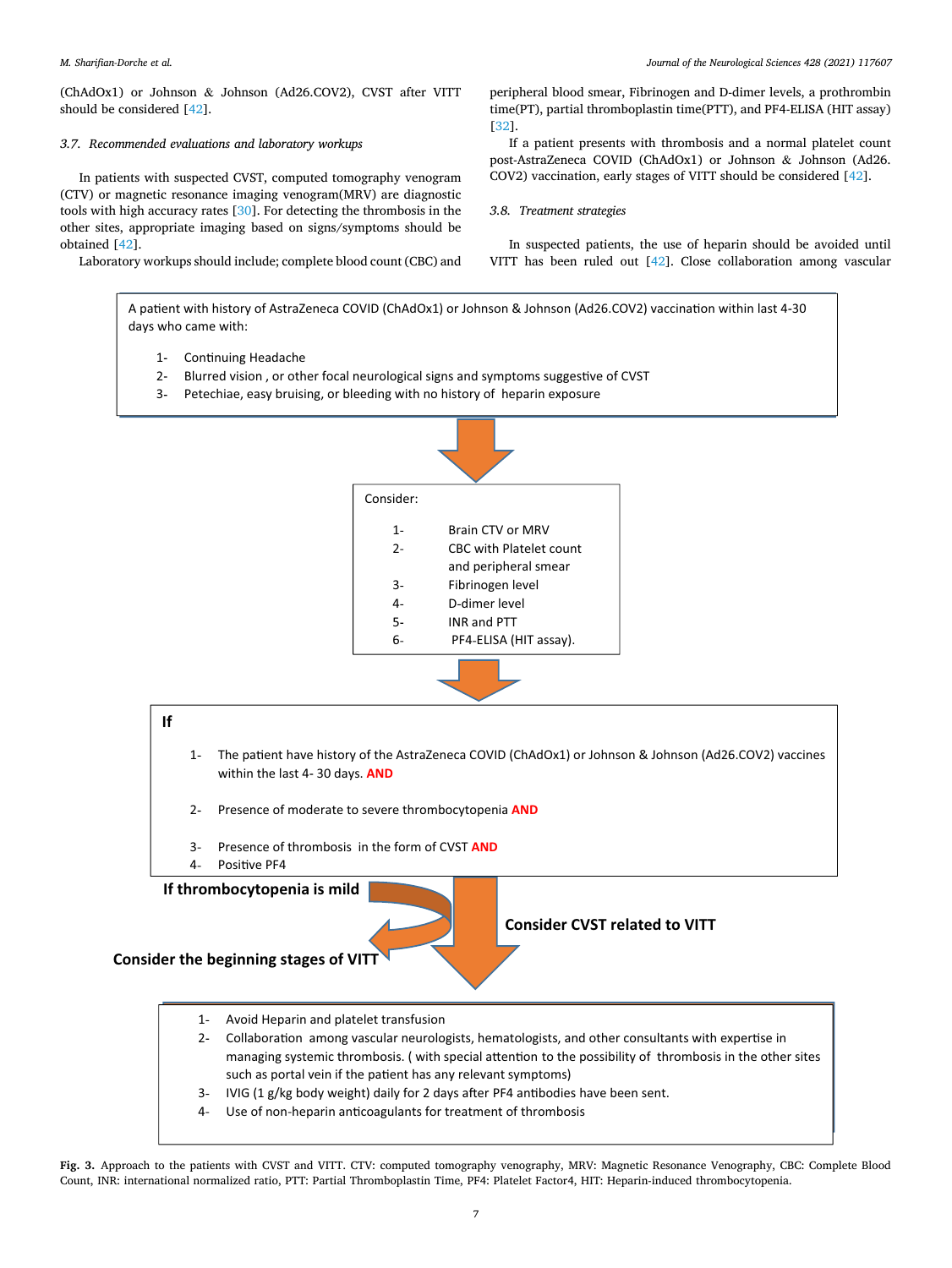(ChAdOx1) or Johnson & Johnson (Ad26.COV2), CVST after VITT should be considered [42].

### 3.7. Recommended evaluations and laboratory workups

In patients with suspected CVST, computed tomography venogram (CTV) or magnetic resonance imaging venogram(MRV) are diagnostic tools with high accuracy rates [30]. For detecting the thrombosis in the other sites, appropriate imaging based on signs/symptoms should be obtained [42].

Laboratory workups should include; complete blood count (CBC) and peripheral blood smear, Fibrinogen and D-dimer levels, a prothrombin time(PT), partial thromboplastin time(PTT), and PF4-ELISA (HIT assay) [32].

If a patient presents with thrombosis and a normal platelet count post-AstraZeneca COVID (ChAdOx1) or Johnson & Johnson (Ad26. COV2) vaccination, early stages of VITT should be considered [42].

### 3.8. Treatment strategies

In suspected patients, the use of heparin should be avoided until VITT has been ruled out [42]. Close collaboration among vascular

A patient with history of AstraZeneca COVID (ChAdOx1) or Johnson & Johnson (Ad26.COV2) vaccination within last 4-30 days who came with:

1- Continuing Headache
2- Blurred vision , or other focal neurological signs and symptoms suggestive of CVST
3- Petechiae, easy bruising, or bleeding with no history of heparin exposure

Consider:

1- Brain CTV or MRV
2- CBC with Platelet count and peripheral smear
3- Fibrinogen level
4- D-dimer level
5- INR and PTT
6- PF4-ELISA (HIT assay).

**If**

1- The patient have history of the AstraZeneca COVID (ChAdOx1) or Johnson & Johnson (Ad26.COV2) vaccines within the last 4- 30 days. **AND**
2- Presence of moderate to severe thrombocytopenia **AND**
3- Presence of thrombosis in the form of CVST **AND**
4- Positive PF4

**If thrombocytopenia is mild** → **Consider the beginning stages of VITT**

**Consider CVST related to VITT**

1- Avoid Heparin and platelet transfusion
2- Collaboration among vascular neurologists, hematologists, and other consultants with expertise in managing systemic thrombosis. ( with special attention to the possibility of thrombosis in the other sites such as portal vein if the patient has any relevant symptoms)
3- IVIG (1 g/kg body weight) daily for 2 days after PF4 antibodies have been sent.
4- Use of non-heparin anticoagulants for treatment of thrombosis

**Fig. 3.** Approach to the patients with CVST and VITT. CTV: computed tomography venography, MRV: Magnetic Resonance Venography, CBC: Complete Blood Count, INR: international normalized ratio, PTT: Partial Thromboplastin Time, PF4: Platelet Factor4, HIT: Heparin-induced thrombocytopenia.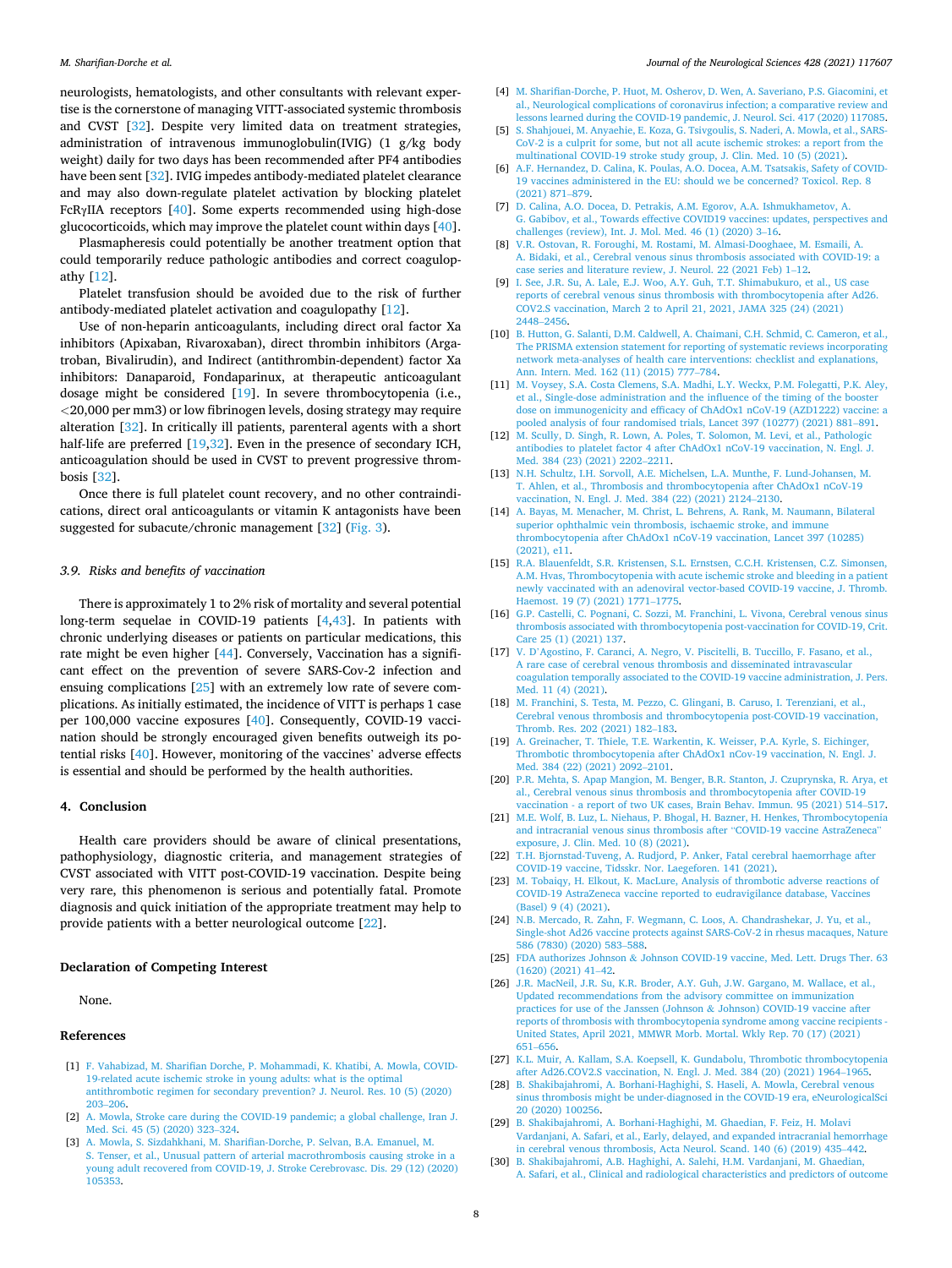neurologists, hematologists, and other consultants with relevant expertise is the cornerstone of managing VITT-associated systemic thrombosis and CVST [32]. Despite very limited data on treatment strategies, administration of intravenous immunoglobulin(IVIG) (1 g/kg body weight) daily for two days has been recommended after PF4 antibodies have been sent [32]. IVIG impedes antibody-mediated platelet clearance and may also down-regulate platelet activation by blocking platelet FcγIIA receptors [40]. Some experts recommended using high-dose glucocorticoids, which may improve the platelet count within days [40].

Plasmapheresis could potentially be another treatment option that could temporarily reduce pathologic antibodies and correct coagulopathy [12].

Platelet transfusion should be avoided due to the risk of further antibody-mediated platelet activation and coagulopathy [12].

Use of non-heparin anticoagulants, including direct oral factor Xa inhibitors (Apixaban, Rivaroxaban), direct thrombin inhibitors (Argatroban, Bivalirudin), and Indirect (antithrombin-dependent) factor Xa inhibitors: Danaparoid, Fondaparinux, at therapeutic anticoagulant dosage might be considered [19]. In severe thrombocytopenia (i.e., <20,000 per mm3) or low fibrinogen levels, dosing strategy may require alteration [32]. In critically ill patients, parenteral agents with a short half-life are preferred [19,32]. Even in the presence of secondary ICH, anticoagulation should be used in CVST to prevent progressive thrombosis [32].

Once there is full platelet count recovery, and no other contraindications, direct oral anticoagulants or vitamin K antagonists have been suggested for subacute/chronic management [32] (Fig. 3).

### 3.9. Risks and benefits of vaccination

There is approximately 1 to 2% risk of mortality and several potential long-term sequelae in COVID-19 patients [4,43]. In patients with chronic underlying diseases or patients on particular medications, this rate might be even higher [44]. Conversely, Vaccination has a significant effect on the prevention of severe SARS-Cov-2 infection and ensuing complications [25] with an extremely low rate of severe complications. As initially estimated, the incidence of VITT is perhaps 1 case per 100,000 vaccine exposures [40]. Consequently, COVID-19 vaccination should be strongly encouraged given benefits outweigh its potential risks [40]. However, monitoring of the vaccines' adverse effects is essential and should be performed by the health authorities.

## 4. Conclusion

Health care providers should be aware of clinical presentations, pathophysiology, diagnostic criteria, and management strategies of CVST associated with VITT post-COVID-19 vaccination. Despite being very rare, this phenomenon is serious and potentially fatal. Promote diagnosis and quick initiation of the appropriate treatment may help to provide patients with a better neurological outcome [22].

## Declaration of Competing Interest

None.

## References

[1] F. Vahabizad, M. Sharifian Dorche, P. Mohammadi, K. Khatibi, A. Mowla, COVID-19-related acute ischemic stroke in young adults: what is the optimal antithrombotic regimen for secondary prevention? J. Neurol. Res. 10 (5) (2020) 203–206.

[2] A. Mowla, Stroke care during the COVID-19 pandemic; a global challenge, Iran J. Med. Sci. 45 (5) (2020) 323–324.

[3] A. Mowla, S. Sizdahkhani, M. Sharifian-Dorche, P. Selvan, B.A. Emanuel, M. S. Tenser, et al., Unusual pattern of arterial macrothrombosis causing stroke in a young adult recovered from COVID-19, J. Stroke Cerebrovasc. Dis. 29 (12) (2020) 105353.

[4] M. Sharifian-Dorche, P. Huot, M. Osherov, D. Wen, A. Saveriano, P.S. Giacomini, et al., Neurological complications of coronavirus infection; a comparative review and lessons learned during the COVID-19 pandemic, J. Neurol. Sci. 417 (2020) 117085.

[5] S. Shahjouei, M. Anyaehie, E. Koza, G. Tsivgoulis, S. Naderi, A. Mowla, et al., SARS-CoV-2 is a culprit for some, but not all acute ischemic strokes: a report from the multinational COVID-19 stroke study group, J. Clin. Med. 10 (5) (2021).

[6] A.F. Hernandez, D. Calina, K. Poulas, A.O. Docea, A.M. Tsatsakis, Safety of COVID-19 vaccines administered in the EU: should we be concerned? Toxicol. Rep. 8 (2021) 871–879.

[7] D. Calina, A.O. Docea, D. Petrakis, A.M. Egorov, A.A. Ishmukhametov, A. G. Gabibov, et al., Towards effective COVID19 vaccines: updates, perspectives and challenges (review), Int. J. Mol. Med. 46 (1) (2020) 3–16.

[8] V.R. Ostovan, R. Foroughi, M. Rostami, M. Almasi-Dooghaee, M. Esmaili, A. A. Bidaki, et al., Cerebral venous sinus thrombosis associated with COVID-19: a case series and literature review, J. Neurol. 22 (2021 Feb) 1–12.

[9] I. See, J.R. Su, A. Lale, E.J. Woo, A.Y. Guh, T.T. Shimabukuro, et al., US case reports of cerebral venous sinus thrombosis with thrombocytopenia after Ad26. COV2.S vaccination, March 2 to April 21, 2021, JAMA 325 (24) (2021) 2448–2456.

[10] B. Hutton, G. Salanti, D.M. Caldwell, A. Chaimani, C.H. Schmid, C. Cameron, et al., The PRISMA extension statement for reporting of systematic reviews incorporating network meta-analyses of health care interventions: checklist and explanations, Ann. Intern. Med. 162 (11) (2015) 777–784.

[11] M. Voysey, S.A. Costa Clemens, S.A. Madhi, L.Y. Weckx, P.M. Folegatti, P.K. Aley, et al., Single-dose administration and the influence of the timing of the booster dose on immunogenicity and efficacy of ChAdOx1 nCoV-19 (AZD1222) vaccine: a pooled analysis of four randomised trials, Lancet 397 (10277) (2021) 881–891.

[12] M. Scully, D. Singh, R. Lown, A. Poles, T. Solomon, M. Levi, et al., Pathologic antibodies to platelet factor 4 after ChAdOx1 nCoV-19 vaccination, N. Engl. J. Med. 384 (23) (2021) 2202–2211.

[13] N.H. Schultz, I.H. Sorvoll, A.E. Michelsen, L.A. Munthe, F. Lund-Johansen, M. T. Ahlen, et al., Thrombosis and thrombocytopenia after ChAdOx1 nCoV-19 vaccination, N. Engl. J. Med. 384 (22) (2021) 2124–2130.

[14] A. Bayas, M. Menacher, M. Christ, L. Behrens, A. Rank, M. Naumann, Bilateral superior ophthalmic vein thrombosis, ischaemic stroke, and immune thrombocytopenia after ChAdOx1 nCoV-19 vaccination, Lancet 397 (10285) (2021), e11.

[15] R.A. Blauenfeldt, S.R. Kristensen, S.L. Ernstsen, C.C.H. Kristensen, C.Z. Simonsen, A.M. Hvas, Thrombocytopenia with acute ischemic stroke and bleeding in a patient newly vaccinated with an adenoviral vector-based COVID-19 vaccine, J. Thromb. Haemost. 19 (7) (2021) 1771–1775.

[16] G.P. Castelli, C. Pognani, C. Sozzi, M. Franchini, L. Vivona, Cerebral venous sinus thrombosis associated with thrombocytopenia post-vaccination for COVID-19, Crit. Care 25 (1) (2021) 137.

[17] V. D'Agostino, F. Caranci, A. Negro, V. Piscitelli, B. Tuccillo, F. Fasano, et al., A rare case of cerebral venous thrombosis and disseminated intravascular coagulation temporally associated to the COVID-19 vaccine administration, J. Pers. Med. 11 (4) (2021).

[18] M. Franchini, S. Testa, M. Pezzo, C. Glingani, B. Caruso, I. Terenziani, et al., Cerebral venous thrombosis and thrombocytopenia post-COVID-19 vaccination, Thromb. Res. 202 (2021) 182–183.

[19] A. Greinacher, T. Thiele, T.E. Warkentin, K. Weisser, P.A. Kyrle, S. Eichinger, Thrombotic thrombocytopenia after ChAdOx1 nCov-19 vaccination, N. Engl. J. Med. 384 (22) (2021) 2092–2101.

[20] P.R. Mehta, S. Apap Mangion, M. Benger, B.R. Stanton, J. Czuprynska, R. Arya, et al., Cerebral venous sinus thrombosis and thrombocytopenia after COVID-19 vaccination - a report of two UK cases, Brain Behav. Immun. 95 (2021) 514–517.

[21] M.E. Wolf, B. Luz, L. Niehaus, P. Bhogal, H. Bazner, H. Henkes, Thrombocytopenia and intracranial venous sinus thrombosis after "COVID-19 vaccine AstraZeneca" exposure, J. Clin. Med. 10 (8) (2021).

[22] T.H. Bjornstad-Tuveng, A. Rudjord, P. Anker, Fatal cerebral haemorrhage after COVID-19 vaccine, Tidsskr. Nor. Laegeforen. 141 (2021).

[23] M. Tobaiqy, H. Elkout, K. MacLure, Analysis of thrombotic adverse reactions of COVID-19 AstraZeneca vaccine reported to eudravigilance database, Vaccines (Basel) 9 (4) (2021).

[24] N.B. Mercado, R. Zahn, F. Wegmann, C. Loos, A. Chandrashekar, J. Yu, et al., Single-shot Ad26 vaccine protects against SARS-CoV-2 in rhesus macaques, Nature 586 (7830) (2020) 583–588.

[25] FDA authorizes Johnson & Johnson COVID-19 vaccine, Med. Lett. Drugs Ther. 63 (1620) (2021) 41–42.

[26] J.R. MacNeil, J.R. Su, K.R. Broder, A.Y. Guh, J.W. Gargano, M. Wallace, et al., Updated recommendations from the advisory committee on immunization practices for use of the Janssen (Johnson & Johnson) COVID-19 vaccine after reports of thrombosis with thrombocytopenia syndrome among vaccine recipients - United States, April 2021, MMWR Morb. Mortal. Wkly Rep. 70 (17) (2021) 651–656.

[27] K.L. Muir, A. Kallam, S.A. Koepsell, K. Gundabolu, Thrombotic thrombocytopenia after Ad26.COV2.S vaccination, N. Engl. J. Med. 384 (20) (2021) 1964–1965.

[28] B. Shakibajahromi, A. Borhani-Haghighi, S. Haseli, A. Mowla, Cerebral venous sinus thrombosis might be under-diagnosed in the COVID-19 era, eNeurologicalSci 20 (2020) 100256.

[29] B. Shakibajahromi, A. Borhani-Haghighi, M. Ghaedian, F. Feiz, H. Molavi Vardanjani, A. Safari, et al., Early, delayed, and expanded intracranial hemorrhage in cerebral venous thrombosis, Acta Neurol. Scand. 140 (6) (2019) 435–442.

[30] B. Shakibajahromi, A.B. Haghighi, A. Salehi, H.M. Vardanjani, M. Ghaedian, A. Safari, et al., Clinical and radiological characteristics and predictors of outcome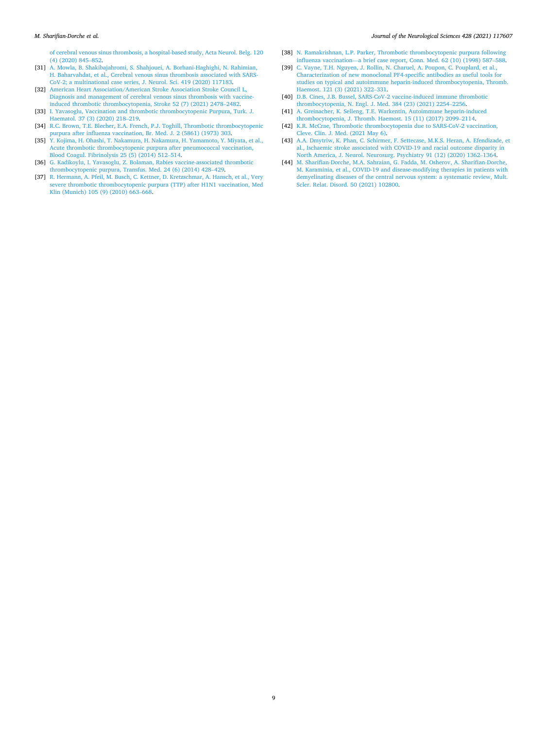of cerebral venous sinus thrombosis, a hospital-based study, Acta Neurol. Belg. 120 (4) (2020) 845–852.

[31] A. Mowla, B. Shakibajahromi, S. Shahjouei, A. Borhani-Haghighi, N. Rahimian, H. Baharvahdat, et al., Cerebral venous sinus thrombosis associated with SARS-CoV-2; a multinational case series, J. Neurol. Sci. 419 (2020) 117183.

[32] American Heart Association/American Stroke Association Stroke Council L, Diagnosis and management of cerebral venous sinus thrombosis with vaccine-induced thrombotic thrombocytopenia, Stroke 52 (7) (2021) 2478–2482.

[33] I. Yavasoglu, Vaccination and thrombotic thrombocytopenic Purpura, Turk. J. Haematol. 37 (3) (2020) 218–219.

[34] R.C. Brown, T.E. Blecher, E.A. French, P.J. Toghill, Thrombotic thrombocytopenic purpura after influenza vaccination, Br. Med. J. 2 (5861) (1973) 303.

[35] Y. Kojima, H. Ohashi, T. Nakamura, H. Nakamura, H. Yamamoto, Y. Miyata, et al., Acute thrombotic thrombocytopenic purpura after pneumococcal vaccination, Blood Coagul. Fibrinolysis 25 (5) (2014) 512–514.

[36] G. Kadikoylu, I. Yavasoglu, Z. Bolaman, Rabies vaccine-associated thrombotic thrombocytopenic purpura, Transfus. Med. 24 (6) (2014) 428–429.

[37] R. Hermann, A. Pfeil, M. Busch, C. Kettner, D. Kretzschmar, A. Hansch, et al., Very severe thrombotic thrombocytopenic purpura (TTP) after H1N1 vaccination, Med Klin (Munich) 105 (9) (2010) 663–668.

[38] N. Ramakrishnan, L.P. Parker, Thrombotic thrombocytopenic purpura following influenza vaccination—a brief case report, Conn. Med. 62 (10) (1998) 587–588.

[39] C. Vayne, T.H. Nguyen, J. Rollin, N. Charuel, A. Poupon, C. Pouplard, et al., Characterization of new monoclonal PF4-specific antibodies as useful tools for studies on typical and autoimmune heparin-induced thrombocytopenia, Thromb. Haemost. 121 (3) (2021) 322–331.

[40] D.B. Cines, J.B. Bussel, SARS-CoV-2 vaccine-induced immune thrombotic thrombocytopenia, N. Engl. J. Med. 384 (23) (2021) 2254–2256.

[41] A. Greinacher, K. Selleng, T.E. Warkentin, Autoimmune heparin-induced thrombocytopenia, J. Thromb. Haemost. 15 (11) (2017) 2099–2114.

[42] K.R. McCrae, Thrombotic thrombocytopenia due to SARS-CoV-2 vaccination, Cleve. Clin. J. Med. (2021 May 6).

[43] A.A. Dmytriw, K. Phan, C. Schirmer, F. Settecase, M.K.S. Heran, A. Efendizade, et al., Ischaemic stroke associated with COVID-19 and racial outcome disparity in North America, J. Neurol. Neurosurg. Psychiatry 91 (12) (2020) 1362–1364.

[44] M. Sharifian-Dorche, M.A. Sahraian, G. Fadda, M. Osherov, A. Sharifian-Dorche, M. Karaminia, et al., COVID-19 and disease-modifying therapies in patients with demyelinating diseases of the central nervous system: a systematic review, Mult. Scler. Relat. Disord. 50 (2021) 102800.